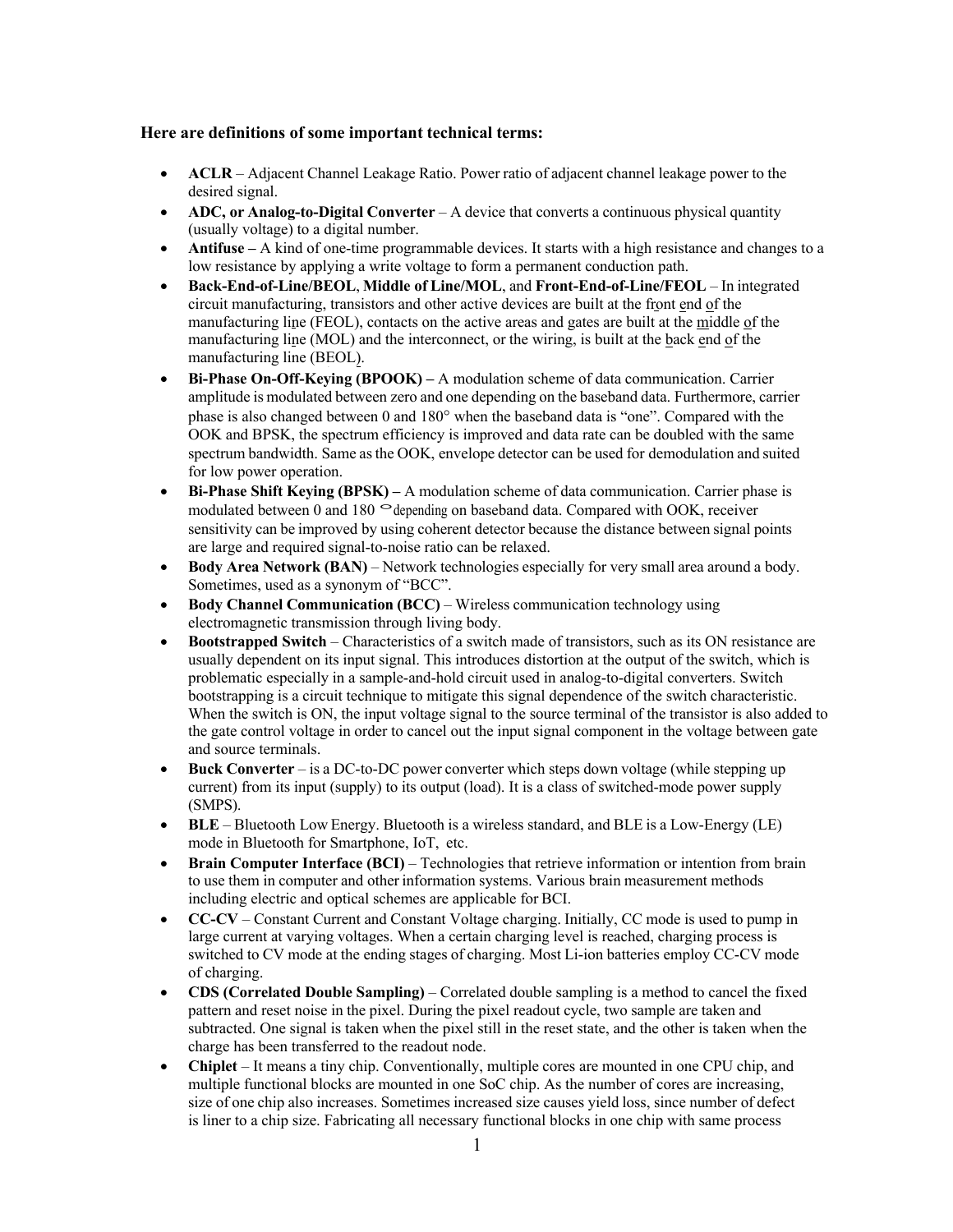**Here are definitions of some important technical terms:**

- **ACLR** – Adjacent Channel Leakage Ratio. Power ratio of adjacent channel leakage power to the desired signal.
- **ADC, or Analog-to-Digital Converter** – A device that converts a continuous physical quantity (usually voltage) to a digital number.
- **Antifuse –** A kind of one-time programmable devices. It starts with a high resistance and changes to a low resistance by applying a write voltage to form a permanent conduction path.
- **Back-End-of-Line/BEOL**, **Middle of Line/MOL**, and **Front-End-of-Line/FEOL** – In integrated circuit manufacturing, transistors and other active devices are built at the front end of the manufacturing line (FEOL), contacts on the active areas and gates are built at the middle of the manufacturing line (MOL) and the interconnect, or the wiring, is built at the back end of the manufacturing line (BEOL).
- **Bi-Phase On-Off-Keying (BPOOK) –** A modulation scheme of data communication. Carrier amplitude is modulated between zero and one depending on the baseband data. Furthermore, carrier phase is also changed between 0 and 180° when the baseband data is "one". Compared with the OOK and BPSK, the spectrum efficiency is improved and data rate can be doubled with the same spectrum bandwidth. Same as the OOK, envelope detector can be used for demodulation and suited for low power operation.
- **Bi-Phase Shift Keying (BPSK) –** A modulation scheme of data communication. Carrier phase is modulated between 0 and 180 ° depending on baseband data. Compared with OOK, receiver sensitivity can be improved by using coherent detector because the distance between signal points are large and required signal-to-noise ratio can be relaxed.
- **Body Area Network (BAN)** – Network technologies especially for very small area around a body. Sometimes, used as a synonym of "BCC".
- **Body Channel Communication (BCC)** – Wireless communication technology using electromagnetic transmission through living body.
- **Bootstrapped Switch** – Characteristics of a switch made of transistors, such as its ON resistance are usually dependent on its input signal. This introduces distortion at the output of the switch, which is problematic especially in a sample-and-hold circuit used in analog-to-digital converters. Switch bootstrapping is a circuit technique to mitigate this signal dependence of the switch characteristic. When the switch is ON, the input voltage signal to the source terminal of the transistor is also added to the gate control voltage in order to cancel out the input signal component in the voltage between gate and source terminals.
- **Buck Converter** – is a DC-to-DC power converter which steps down voltage (while stepping up current) from its input (supply) to its output (load). It is a class of switched-mode power supply (SMPS).
- **BLE** – Bluetooth Low Energy. Bluetooth is a wireless standard, and BLE is a Low-Energy (LE) mode in Bluetooth for Smartphone, IoT, etc.
- **Brain Computer Interface (BCI)** – Technologies that retrieve information or intention from brain to use them in computer and other information systems. Various brain measurement methods including electric and optical schemes are applicable for BCI.
- **CC-CV** – Constant Current and Constant Voltage charging. Initially, CC mode is used to pump in large current at varying voltages. When a certain charging level is reached, charging process is switched to CV mode at the ending stages of charging. Most Li-ion batteries employ CC-CV mode of charging.
- **CDS (Correlated Double Sampling)** – Correlated double sampling is a method to cancel the fixed pattern and reset noise in the pixel. During the pixel readout cycle, two sample are taken and subtracted. One signal is taken when the pixel still in the reset state, and the other is taken when the charge has been transferred to the readout node.
- **Chiplet** – It means a tiny chip. Conventionally, multiple cores are mounted in one CPU chip, and multiple functional blocks are mounted in one SoC chip. As the number of cores are increasing, size of one chip also increases. Sometimes increased size causes yield loss, since number of defect is liner to a chip size. Fabricating all necessary functional blocks in one chip with same process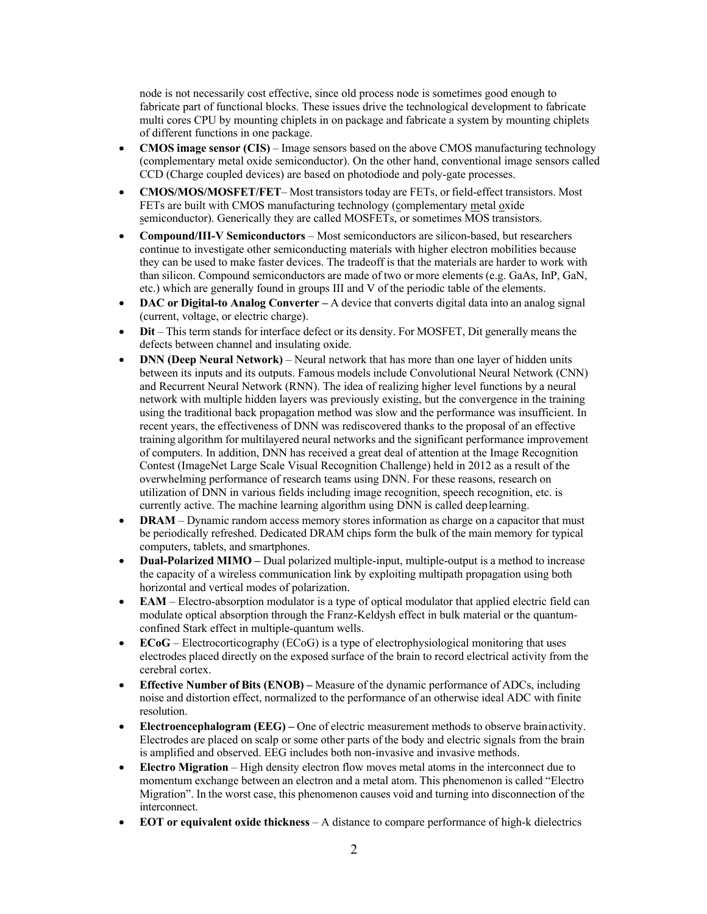node is not necessarily cost effective, since old process node is sometimes good enough to fabricate part of functional blocks. These issues drive the technological development to fabricate multi cores CPU by mounting chiplets in on package and fabricate a system by mounting chiplets of different functions in one package.

- **CMOS image sensor (CIS)** – Image sensors based on the above CMOS manufacturing technology (complementary metal oxide semiconductor). On the other hand, conventional image sensors called CCD (Charge coupled devices) are based on photodiode and poly-gate processes.
- **CMOS/MOS/MOSFET/FET**– Most transistors today are FETs, or field-effect transistors. Most FETs are built with CMOS manufacturing technology (complementary metal oxide semiconductor). Generically they are called MOSFETs, or sometimes MOS transistors.
- **Compound/III-V Semiconductors** – Most semiconductors are silicon-based, but researchers continue to investigate other semiconducting materials with higher electron mobilities because they can be used to make faster devices. The tradeoff is that the materials are harder to work with than silicon. Compound semiconductors are made of two or more elements (e.g. GaAs, InP, GaN, etc.) which are generally found in groups III and V of the periodic table of the elements.
- **DAC or Digital-to Analog Converter –** A device that converts digital data into an analog signal (current, voltage, or electric charge).
- **Dit** – This term stands for interface defect or its density. For MOSFET, Dit generally means the defects between channel and insulating oxide.
- **DNN (Deep Neural Network)** – Neural network that has more than one layer of hidden units between its inputs and its outputs. Famous models include Convolutional Neural Network (CNN) and Recurrent Neural Network (RNN). The idea of realizing higher level functions by a neural network with multiple hidden layers was previously existing, but the convergence in the training using the traditional back propagation method was slow and the performance was insufficient. In recent years, the effectiveness of DNN was rediscovered thanks to the proposal of an effective training algorithm for multilayered neural networks and the significant performance improvement of computers. In addition, DNN has received a great deal of attention at the Image Recognition Contest (ImageNet Large Scale Visual Recognition Challenge) held in 2012 as a result of the overwhelming performance of research teams using DNN. For these reasons, research on utilization of DNN in various fields including image recognition, speech recognition, etc. is currently active. The machine learning algorithm using DNN is called deep learning.
- **DRAM** – Dynamic random access memory stores information as charge on a capacitor that must be periodically refreshed. Dedicated DRAM chips form the bulk of the main memory for typical computers, tablets, and smartphones.
- **Dual-Polarized MIMO –** Dual polarized multiple-input, multiple-output is a method to increase the capacity of a wireless communication link by exploiting multipath propagation using both horizontal and vertical modes of polarization.
- **EAM** – Electro-absorption modulator is a type of optical modulator that applied electric field can modulate optical absorption through the Franz-Keldysh effect in bulk material or the quantum-confined Stark effect in multiple-quantum wells.
- **ECoG** – Electrocorticography (ECoG) is a type of electrophysiological monitoring that uses electrodes placed directly on the exposed surface of the brain to record electrical activity from the cerebral cortex.
- **Effective Number of Bits (ENOB) –** Measure of the dynamic performance of ADCs, including noise and distortion effect, normalized to the performance of an otherwise ideal ADC with finite resolution.
- **Electroencephalogram (EEG) –** One of electric measurement methods to observe brain activity. Electrodes are placed on scalp or some other parts of the body and electric signals from the brain is amplified and observed. EEG includes both non-invasive and invasive methods.
- **Electro Migration** – High density electron flow moves metal atoms in the interconnect due to momentum exchange between an electron and a metal atom. This phenomenon is called "Electro Migration". In the worst case, this phenomenon causes void and turning into disconnection of the interconnect.
- **EOT or equivalent oxide thickness** – A distance to compare performance of high-k dielectrics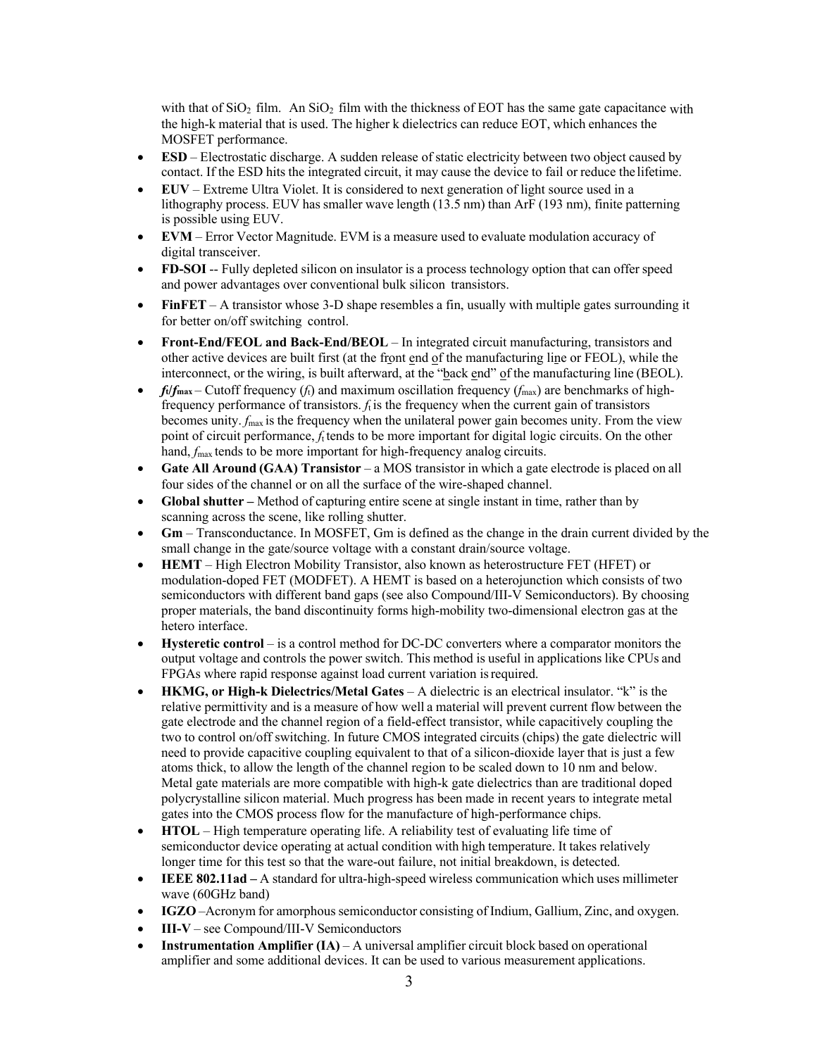with that of $SiO_2$ film. An $SiO_2$ film with the thickness of EOT has the same gate capacitance with the high-k material that is used. The higher k dielectrics can reduce EOT, which enhances the MOSFET performance.

- **ESD** – Electrostatic discharge. A sudden release of static electricity between two object caused by contact. If the ESD hits the integrated circuit, it may cause the device to fail or reduce the lifetime.
- **EUV** – Extreme Ultra Violet. It is considered to next generation of light source used in a lithography process. EUV has smaller wave length (13.5 nm) than ArF (193 nm), finite patterning is possible using EUV.
- **EVM** – Error Vector Magnitude. EVM is a measure used to evaluate modulation accuracy of digital transceiver.
- **FD-SOI** -- Fully depleted silicon on insulator is a process technology option that can offer speed and power advantages over conventional bulk silicon transistors.
- **FinFET** – A transistor whose 3-D shape resembles a fin, usually with multiple gates surrounding it for better on/off switching control.
- **Front-End/FEOL and Back-End/BEOL** – In integrated circuit manufacturing, transistors and other active devices are built first (at the front end of the manufacturing line or FEOL), while the interconnect, or the wiring, is built afterward, at the "back end" of the manufacturing line (BEOL).
- **$f_t$/$f_{max}$** – Cutoff frequency ($f_t$) and maximum oscillation frequency ($f_{max}$) are benchmarks of high-frequency performance of transistors. $f_t$ is the frequency when the current gain of transistors becomes unity. $f_{max}$ is the frequency when the unilateral power gain becomes unity. From the view point of circuit performance, $f_t$ tends to be more important for digital logic circuits. On the other hand, $f_{max}$ tends to be more important for high-frequency analog circuits.
- **Gate All Around (GAA) Transistor** – a MOS transistor in which a gate electrode is placed on all four sides of the channel or on all the surface of the wire-shaped channel.
- **Global shutter –** Method of capturing entire scene at single instant in time, rather than by scanning across the scene, like rolling shutter.
- **Gm** – Transconductance. In MOSFET, Gm is defined as the change in the drain current divided by the small change in the gate/source voltage with a constant drain/source voltage.
- **HEMT** – High Electron Mobility Transistor, also known as heterostructure FET (HFET) or modulation-doped FET (MODFET). A HEMT is based on a heterojunction which consists of two semiconductors with different band gaps (see also Compound/III-V Semiconductors). By choosing proper materials, the band discontinuity forms high-mobility two-dimensional electron gas at the hetero interface.
- **Hysteretic control** – is a control method for DC-DC converters where a comparator monitors the output voltage and controls the power switch. This method is useful in applications like CPUs and FPGAs where rapid response against load current variation is required.
- **HKMG, or High-k Dielectrics/Metal Gates** – A dielectric is an electrical insulator. "k" is the relative permittivity and is a measure of how well a material will prevent current flow between the gate electrode and the channel region of a field-effect transistor, while capacitively coupling the two to control on/off switching. In future CMOS integrated circuits (chips) the gate dielectric will need to provide capacitive coupling equivalent to that of a silicon-dioxide layer that is just a few atoms thick, to allow the length of the channel region to be scaled down to 10 nm and below. Metal gate materials are more compatible with high-k gate dielectrics than are traditional doped polycrystalline silicon material. Much progress has been made in recent years to integrate metal gates into the CMOS process flow for the manufacture of high-performance chips.
- **HTOL** – High temperature operating life. A reliability test of evaluating life time of semiconductor device operating at actual condition with high temperature. It takes relatively longer time for this test so that the ware-out failure, not initial breakdown, is detected.
- **IEEE 802.11ad –** A standard for ultra-high-speed wireless communication which uses millimeter wave (60GHz band)
- **IGZO** –Acronym for amorphous semiconductor consisting of Indium, Gallium, Zinc, and oxygen.
- **III-V** – see Compound/III-V Semiconductors
- **Instrumentation Amplifier (IA)** – A universal amplifier circuit block based on operational amplifier and some additional devices. It can be used to various measurement applications.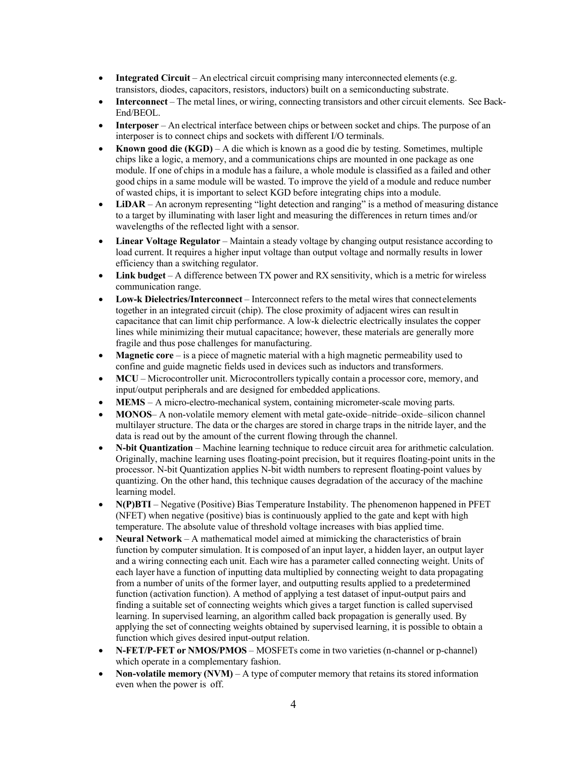- **Integrated Circuit** – An electrical circuit comprising many interconnected elements (e.g. transistors, diodes, capacitors, resistors, inductors) built on a semiconducting substrate.
- **Interconnect** – The metal lines, or wiring, connecting transistors and other circuit elements. See Back-End/BEOL.
- **Interposer** – An electrical interface between chips or between socket and chips. The purpose of an interposer is to connect chips and sockets with different I/O terminals.
- **Known good die (KGD)** – A die which is known as a good die by testing. Sometimes, multiple chips like a logic, a memory, and a communications chips are mounted in one package as one module. If one of chips in a module has a failure, a whole module is classified as a failed and other good chips in a same module will be wasted. To improve the yield of a module and reduce number of wasted chips, it is important to select KGD before integrating chips into a module.
- **LiDAR** – An acronym representing "light detection and ranging" is a method of measuring distance to a target by illuminating with laser light and measuring the differences in return times and/or wavelengths of the reflected light with a sensor.
- **Linear Voltage Regulator** – Maintain a steady voltage by changing output resistance according to load current. It requires a higher input voltage than output voltage and normally results in lower efficiency than a switching regulator.
- **Link budget** – A difference between TX power and RX sensitivity, which is a metric for wireless communication range.
- **Low-k Dielectrics/Interconnect** – Interconnect refers to the metal wires that connect elements together in an integrated circuit (chip). The close proximity of adjacent wires can result in capacitance that can limit chip performance. A low-k dielectric electrically insulates the copper lines while minimizing their mutual capacitance; however, these materials are generally more fragile and thus pose challenges for manufacturing.
- **Magnetic core** – is a piece of magnetic material with a high magnetic permeability used to confine and guide magnetic fields used in devices such as inductors and transformers.
- **MCU** – Microcontroller unit. Microcontrollers typically contain a processor core, memory, and input/output peripherals and are designed for embedded applications.
- **MEMS** – A micro-electro-mechanical system, containing micrometer-scale moving parts.
- **MONOS**– A non-volatile memory element with metal gate-oxide–nitride–oxide–silicon channel multilayer structure. The data or the charges are stored in charge traps in the nitride layer, and the data is read out by the amount of the current flowing through the channel.
- **N-bit Quantization** – Machine learning technique to reduce circuit area for arithmetic calculation. Originally, machine learning uses floating-point precision, but it requires floating-point units in the processor. N-bit Quantization applies N-bit width numbers to represent floating-point values by quantizing. On the other hand, this technique causes degradation of the accuracy of the machine learning model.
- **N(P)BTI** – Negative (Positive) Bias Temperature Instability. The phenomenon happened in PFET (NFET) when negative (positive) bias is continuously applied to the gate and kept with high temperature. The absolute value of threshold voltage increases with bias applied time.
- **Neural Network** – A mathematical model aimed at mimicking the characteristics of brain function by computer simulation. It is composed of an input layer, a hidden layer, an output layer and a wiring connecting each unit. Each wire has a parameter called connecting weight. Units of each layer have a function of inputting data multiplied by connecting weight to data propagating from a number of units of the former layer, and outputting results applied to a predetermined function (activation function). A method of applying a test dataset of input-output pairs and finding a suitable set of connecting weights which gives a target function is called supervised learning. In supervised learning, an algorithm called back propagation is generally used. By applying the set of connecting weights obtained by supervised learning, it is possible to obtain a function which gives desired input-output relation.
- **N-FET/P-FET or NMOS/PMOS** – MOSFETs come in two varieties (n-channel or p-channel) which operate in a complementary fashion.
- **Non-volatile memory (NVM)** – A type of computer memory that retains its stored information even when the power is off.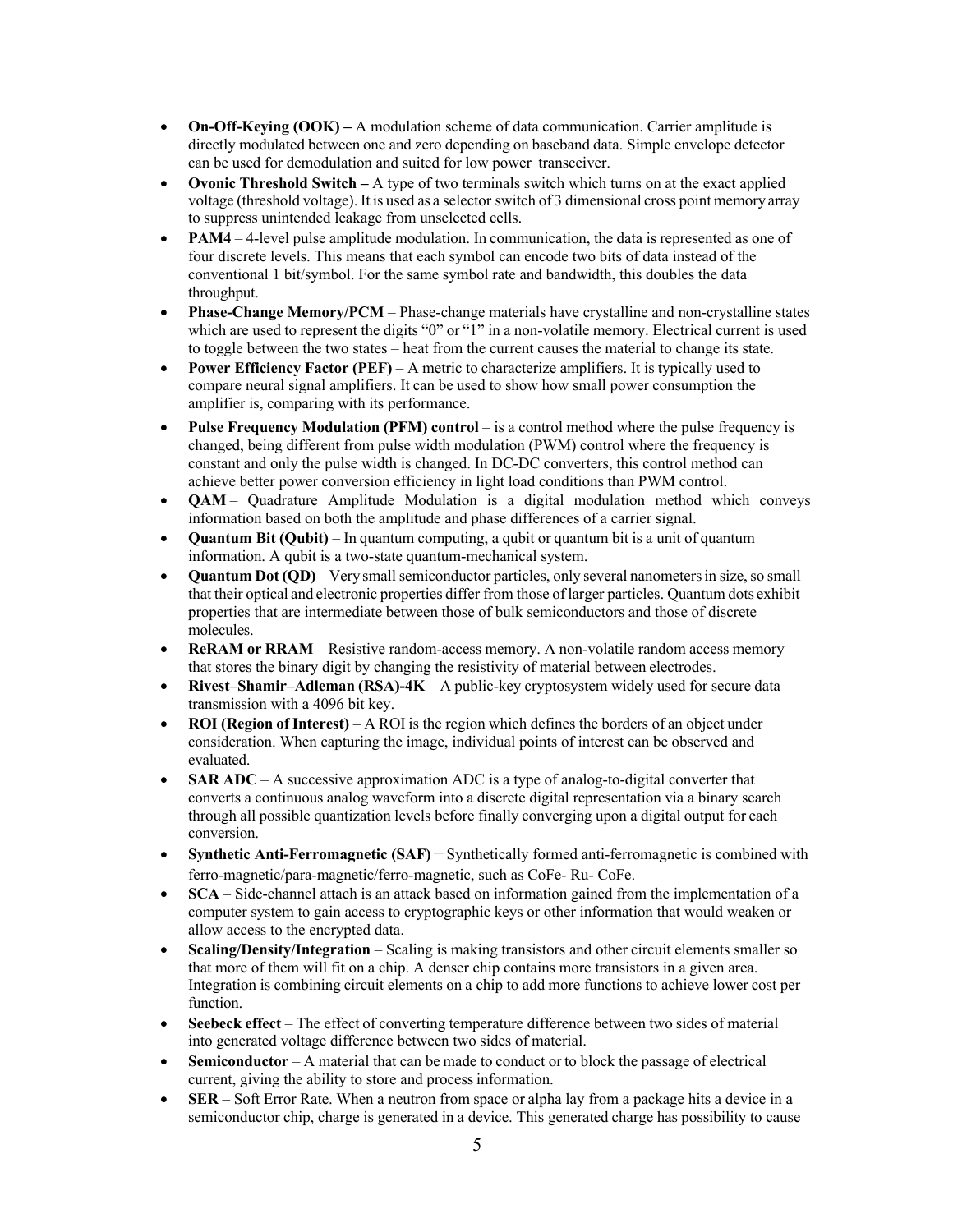- **On-Off-Keying (OOK) –** A modulation scheme of data communication. Carrier amplitude is directly modulated between one and zero depending on baseband data. Simple envelope detector can be used for demodulation and suited for low power transceiver.
- **Ovonic Threshold Switch –** A type of two terminals switch which turns on at the exact applied voltage (threshold voltage). It is used as a selector switch of 3 dimensional cross point memory array to suppress unintended leakage from unselected cells.
- **PAM4** – 4-level pulse amplitude modulation. In communication, the data is represented as one of four discrete levels. This means that each symbol can encode two bits of data instead of the conventional 1 bit/symbol. For the same symbol rate and bandwidth, this doubles the data throughput.
- **Phase-Change Memory/PCM** – Phase-change materials have crystalline and non-crystalline states which are used to represent the digits "0" or "1" in a non-volatile memory. Electrical current is used to toggle between the two states – heat from the current causes the material to change its state.
- **Power Efficiency Factor (PEF)** – A metric to characterize amplifiers. It is typically used to compare neural signal amplifiers. It can be used to show how small power consumption the amplifier is, comparing with its performance.
- **Pulse Frequency Modulation (PFM) control** – is a control method where the pulse frequency is changed, being different from pulse width modulation (PWM) control where the frequency is constant and only the pulse width is changed. In DC-DC converters, this control method can achieve better power conversion efficiency in light load conditions than PWM control.
- **QAM** – Quadrature Amplitude Modulation is a digital modulation method which conveys information based on both the amplitude and phase differences of a carrier signal.
- **Quantum Bit (Qubit)** – In quantum computing, a qubit or quantum bit is a unit of quantum information. A qubit is a two-state quantum-mechanical system.
- **Quantum Dot (QD)** – Very small semiconductor particles, only several nanometers in size, so small that their optical and electronic properties differ from those of larger particles. Quantum dots exhibit properties that are intermediate between those of bulk semiconductors and those of discrete molecules.
- **ReRAM or RRAM** – Resistive random-access memory. A non-volatile random access memory that stores the binary digit by changing the resistivity of material between electrodes.
- **Rivest–Shamir–Adleman (RSA)-4K** – A public-key cryptosystem widely used for secure data transmission with a 4096 bit key.
- **ROI (Region of Interest)** – A ROI is the region which defines the borders of an object under consideration. When capturing the image, individual points of interest can be observed and evaluated.
- **SAR ADC** – A successive approximation ADC is a type of analog-to-digital converter that converts a continuous analog waveform into a discrete digital representation via a binary search through all possible quantization levels before finally converging upon a digital output for each conversion.
- **Synthetic Anti-Ferromagnetic (SAF)** – Synthetically formed anti-ferromagnetic is combined with ferro-magnetic/para-magnetic/ferro-magnetic, such as CoFe- Ru- CoFe.
- **SCA** – Side-channel attach is an attack based on information gained from the implementation of a computer system to gain access to cryptographic keys or other information that would weaken or allow access to the encrypted data.
- **Scaling/Density/Integration** – Scaling is making transistors and other circuit elements smaller so that more of them will fit on a chip. A denser chip contains more transistors in a given area. Integration is combining circuit elements on a chip to add more functions to achieve lower cost per function.
- **Seebeck effect** – The effect of converting temperature difference between two sides of material into generated voltage difference between two sides of material.
- **Semiconductor** – A material that can be made to conduct or to block the passage of electrical current, giving the ability to store and process information.
- **SER** – Soft Error Rate. When a neutron from space or alpha lay from a package hits a device in a semiconductor chip, charge is generated in a device. This generated charge has possibility to cause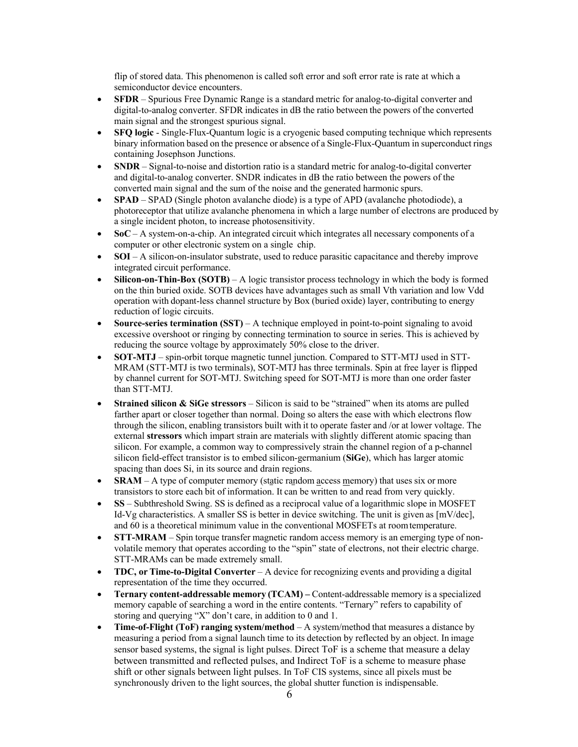flip of stored data. This phenomenon is called soft error and soft error rate is rate at which a semiconductor device encounters.

- **SFDR** – Spurious Free Dynamic Range is a standard metric for analog-to-digital converter and digital-to-analog converter. SFDR indicates in dB the ratio between the powers of the converted main signal and the strongest spurious signal.
- **SFQ logic** - Single-Flux-Quantum logic is a cryogenic based computing technique which represents binary information based on the presence or absence of a Single-Flux-Quantum in superconduct rings containing Josephson Junctions.
- **SNDR** – Signal-to-noise and distortion ratio is a standard metric for analog-to-digital converter and digital-to-analog converter. SNDR indicates in dB the ratio between the powers of the converted main signal and the sum of the noise and the generated harmonic spurs.
- **SPAD** – SPAD (Single photon avalanche diode) is a type of APD (avalanche photodiode), a photoreceptor that utilize avalanche phenomena in which a large number of electrons are produced by a single incident photon, to increase photosensitivity.
- **SoC** – A system-on-a-chip. An integrated circuit which integrates all necessary components of a computer or other electronic system on a single chip.
- **SOI** – A silicon-on-insulator substrate, used to reduce parasitic capacitance and thereby improve integrated circuit performance.
- **Silicon-on-Thin-Box (SOTB)** – A logic transistor process technology in which the body is formed on the thin buried oxide. SOTB devices have advantages such as small Vth variation and low Vdd operation with dopant-less channel structure by Box (buried oxide) layer, contributing to energy reduction of logic circuits.
- **Source-series termination (SST)** – A technique employed in point-to-point signaling to avoid excessive overshoot or ringing by connecting termination to source in series. This is achieved by reducing the source voltage by approximately 50% close to the driver.
- **SOT-MTJ** – spin-orbit torque magnetic tunnel junction. Compared to STT-MTJ used in STT-MRAM (STT-MTJ is two terminals), SOT-MTJ has three terminals. Spin at free layer is flipped by channel current for SOT-MTJ. Switching speed for SOT-MTJ is more than one order faster than STT-MTJ.
- **Strained silicon & SiGe stressors** – Silicon is said to be "strained" when its atoms are pulled farther apart or closer together than normal. Doing so alters the ease with which electrons flow through the silicon, enabling transistors built with it to operate faster and /or at lower voltage. The external **stressors** which impart strain are materials with slightly different atomic spacing than silicon. For example, a common way to compressively strain the channel region of a p-channel silicon field-effect transistor is to embed silicon-germanium (**SiGe**), which has larger atomic spacing than does Si, in its source and drain regions.
- **SRAM** – A type of computer memory (static random access memory) that uses six or more transistors to store each bit of information. It can be written to and read from very quickly.
- **SS** – Subthreshold Swing. SS is defined as a reciprocal value of a logarithmic slope in MOSFET Id-Vg characteristics. A smaller SS is better in device switching. The unit is given as [mV/dec], and 60 is a theoretical minimum value in the conventional MOSFETs at room temperature.
- **STT-MRAM** – Spin torque transfer magnetic random access memory is an emerging type of non-volatile memory that operates according to the "spin" state of electrons, not their electric charge. STT-MRAMs can be made extremely small.
- **TDC, or Time-to-Digital Converter** – A device for recognizing events and providing a digital representation of the time they occurred.
- **Ternary content-addressable memory (TCAM) –** Content-addressable memory is a specialized memory capable of searching a word in the entire contents. "Ternary" refers to capability of storing and querying "X" don't care, in addition to 0 and 1.
- **Time-of-Flight (ToF) ranging system/method** – A system/method that measures a distance by measuring a period from a signal launch time to its detection by reflected by an object. In image sensor based systems, the signal is light pulses. Direct ToF is a scheme that measure a delay between transmitted and reflected pulses, and Indirect ToF is a scheme to measure phase shift or other signals between light pulses. In ToF CIS systems, since all pixels must be synchronously driven to the light sources, the global shutter function is indispensable.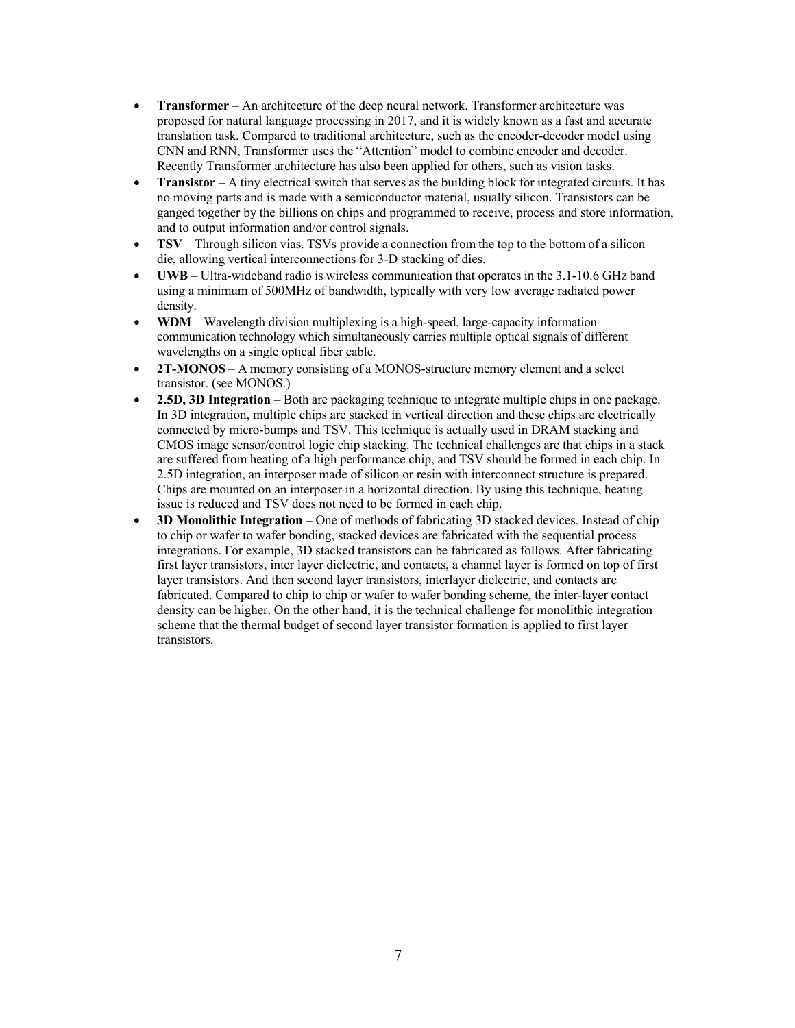- **Transformer** – An architecture of the deep neural network. Transformer architecture was proposed for natural language processing in 2017, and it is widely known as a fast and accurate translation task. Compared to traditional architecture, such as the encoder-decoder model using CNN and RNN, Transformer uses the "Attention" model to combine encoder and decoder. Recently Transformer architecture has also been applied for others, such as vision tasks.
- **Transistor** – A tiny electrical switch that serves as the building block for integrated circuits. It has no moving parts and is made with a semiconductor material, usually silicon. Transistors can be ganged together by the billions on chips and programmed to receive, process and store information, and to output information and/or control signals.
- **TSV** – Through silicon vias. TSVs provide a connection from the top to the bottom of a silicon die, allowing vertical interconnections for 3-D stacking of dies.
- **UWB** – Ultra-wideband radio is wireless communication that operates in the 3.1-10.6 GHz band using a minimum of 500MHz of bandwidth, typically with very low average radiated power density.
- **WDM** – Wavelength division multiplexing is a high-speed, large-capacity information communication technology which simultaneously carries multiple optical signals of different wavelengths on a single optical fiber cable.
- **2T-MONOS** – A memory consisting of a MONOS-structure memory element and a select transistor. (see MONOS.)
- **2.5D, 3D Integration** – Both are packaging technique to integrate multiple chips in one package. In 3D integration, multiple chips are stacked in vertical direction and these chips are electrically connected by micro-bumps and TSV. This technique is actually used in DRAM stacking and CMOS image sensor/control logic chip stacking. The technical challenges are that chips in a stack are suffered from heating of a high performance chip, and TSV should be formed in each chip. In 2.5D integration, an interposer made of silicon or resin with interconnect structure is prepared. Chips are mounted on an interposer in a horizontal direction. By using this technique, heating issue is reduced and TSV does not need to be formed in each chip.
- **3D Monolithic Integration** – One of methods of fabricating 3D stacked devices. Instead of chip to chip or wafer to wafer bonding, stacked devices are fabricated with the sequential process integrations. For example, 3D stacked transistors can be fabricated as follows. After fabricating first layer transistors, inter layer dielectric, and contacts, a channel layer is formed on top of first layer transistors. And then second layer transistors, interlayer dielectric, and contacts are fabricated. Compared to chip to chip or wafer to wafer bonding scheme, the inter-layer contact density can be higher. On the other hand, it is the technical challenge for monolithic integration scheme that the thermal budget of second layer transistor formation is applied to first layer transistors.